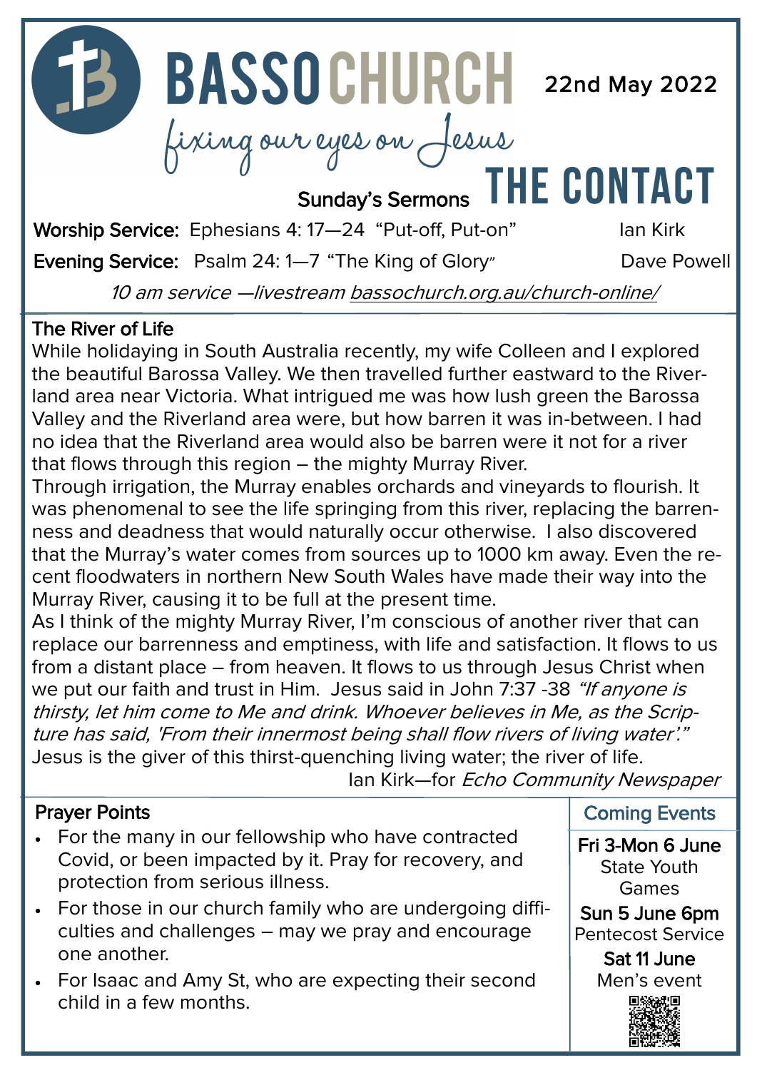# BASSO CHURCH

*fixing our eyes on Jesus*

22nd May 2022

# THE CONTACT

## Sunday's Sermons

**Worship Service:** Ephesians 4: 17—24 "Put-off, Put-on" Ian Kirk

**Evening Service:** Psalm 24: 1—7 "The King of Glory" Dave Powell

*10 am service —livestream bassochurch.org.au/church-online/*

## The River of Life

While holidaying in South Australia recently, my wife Colleen and I explored the beautiful Barossa Valley. We then travelled further eastward to the Riverland area near Victoria. What intrigued me was how lush green the Barossa Valley and the Riverland area were, but how barren it was in-between. I had no idea that the Riverland area would also be barren were it not for a river that flows through this region – the mighty Murray River.

Through irrigation, the Murray enables orchards and vineyards to flourish. It was phenomenal to see the life springing from this river, replacing the barrenness and deadness that would naturally occur otherwise. I also discovered that the Murray's water comes from sources up to 1000 km away. Even the recent floodwaters in northern New South Wales have made their way into the Murray River, causing it to be full at the present time.

As I think of the mighty Murray River, I'm conscious of another river that can replace our barrenness and emptiness, with life and satisfaction. It flows to us from a distant place – from heaven. It flows to us through Jesus Christ when we put our faith and trust in Him. Jesus said in John 7:37 -38 *"If anyone is thirsty, let him come to Me and drink. Whoever believes in Me, as the Scripture has said, 'From their innermost being shall flow rivers of living water'."* Jesus is the giver of this thirst-quenching living water; the river of life.

Ian Kirk—for *Echo Community Newspaper*

## Prayer Points

- For the many in our fellowship who have contracted Covid, or been impacted by it. Pray for recovery, and protection from serious illness.
- For those in our church family who are undergoing difficulties and challenges – may we pray and encourage one another.
- For Isaac and Amy St, who are expecting their second child in a few months.

## Coming Events

**Fri 3-Mon 6 June**
State Youth Games

**Sun 5 June 6pm**
Pentecost Service

**Sat 11 June**
Men's event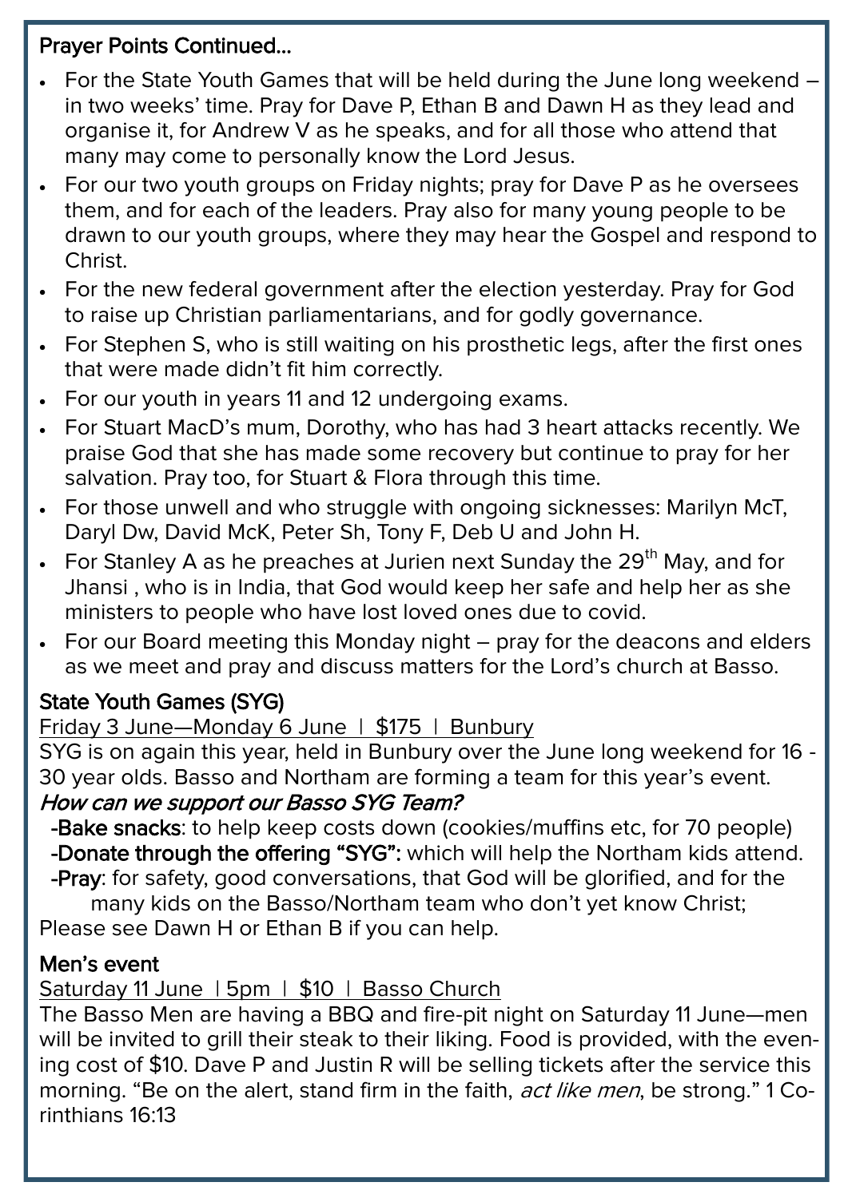## Prayer Points Continued…

- For the State Youth Games that will be held during the June long weekend – in two weeks' time. Pray for Dave P, Ethan B and Dawn H as they lead and organise it, for Andrew V as he speaks, and for all those who attend that many may come to personally know the Lord Jesus.
- For our two youth groups on Friday nights; pray for Dave P as he oversees them, and for each of the leaders. Pray also for many young people to be drawn to our youth groups, where they may hear the Gospel and respond to Christ.
- For the new federal government after the election yesterday. Pray for God to raise up Christian parliamentarians, and for godly governance.
- For Stephen S, who is still waiting on his prosthetic legs, after the first ones that were made didn't fit him correctly.
- For our youth in years 11 and 12 undergoing exams.
- For Stuart MacD's mum, Dorothy, who has had 3 heart attacks recently. We praise God that she has made some recovery but continue to pray for her salvation. Pray too, for Stuart & Flora through this time.
- For those unwell and who struggle with ongoing sicknesses: Marilyn McT, Daryl Dw, David McK, Peter Sh, Tony F, Deb U and John H.
- For Stanley A as he preaches at Jurien next Sunday the 29th May, and for Jhansi , who is in India, that God would keep her safe and help her as she ministers to people who have lost loved ones due to covid.
- For our Board meeting this Monday night – pray for the deacons and elders as we meet and pray and discuss matters for the Lord's church at Basso.

## State Youth Games (SYG)

Friday 3 June—Monday 6 June | $175 | Bunbury

SYG is on again this year, held in Bunbury over the June long weekend for 16 - 30 year olds. Basso and Northam are forming a team for this year's event.

***How can we support our Basso SYG Team?***

- **Bake snacks**: to help keep costs down (cookies/muffins etc, for 70 people)
- **Donate through the offering "SYG":** which will help the Northam kids attend.
- **Pray**: for safety, good conversations, that God will be glorified, and for the many kids on the Basso/Northam team who don't yet know Christ;

Please see Dawn H or Ethan B if you can help.

## Men's event

Saturday 11 June | 5pm | $10 | Basso Church

The Basso Men are having a BBQ and fire-pit night on Saturday 11 June—men will be invited to grill their steak to their liking. Food is provided, with the evening cost of $10. Dave P and Justin R will be selling tickets after the service this morning. "Be on the alert, stand firm in the faith, *act like men*, be strong." 1 Corinthians 16:13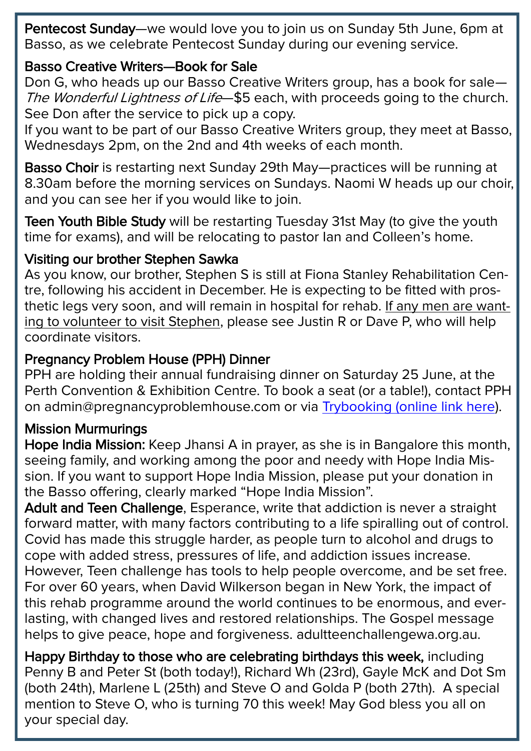**Pentecost Sunday**—we would love you to join us on Sunday 5th June, 6pm at Basso, as we celebrate Pentecost Sunday during our evening service.

**Basso Creative Writers—Book for Sale**
Don G, who heads up our Basso Creative Writers group, has a book for sale—*The Wonderful Lightness of Life*—$5 each, with proceeds going to the church. See Don after the service to pick up a copy.
If you want to be part of our Basso Creative Writers group, they meet at Basso, Wednesdays 2pm, on the 2nd and 4th weeks of each month.

**Basso Choir** is restarting next Sunday 29th May—practices will be running at 8.30am before the morning services on Sundays. Naomi W heads up our choir, and you can see her if you would like to join.

**Teen Youth Bible Study** will be restarting Tuesday 31st May (to give the youth time for exams), and will be relocating to pastor Ian and Colleen's home.

**Visiting our brother Stephen Sawka**
As you know, our brother, Stephen S is still at Fiona Stanley Rehabilitation Centre, following his accident in December. He is expecting to be fitted with prosthetic legs very soon, and will remain in hospital for rehab. If any men are wanting to volunteer to visit Stephen, please see Justin R or Dave P, who will help coordinate visitors.

**Pregnancy Problem House (PPH) Dinner**
PPH are holding their annual fundraising dinner on Saturday 25 June, at the Perth Convention & Exhibition Centre. To book a seat (or a table!), contact PPH on admin@pregnancyproblemhouse.com or via Trybooking (online link here).

**Mission Murmurings**
**Hope India Mission:** Keep Jhansi A in prayer, as she is in Bangalore this month, seeing family, and working among the poor and needy with Hope India Mission. If you want to support Hope India Mission, please put your donation in the Basso offering, clearly marked "Hope India Mission".
**Adult and Teen Challenge**, Esperance, write that addiction is never a straight forward matter, with many factors contributing to a life spiralling out of control. Covid has made this struggle harder, as people turn to alcohol and drugs to cope with added stress, pressures of life, and addiction issues increase. However, Teen challenge has tools to help people overcome, and be set free. For over 60 years, when David Wilkerson began in New York, the impact of this rehab programme around the world continues to be enormous, and everlasting, with changed lives and restored relationships. The Gospel message helps to give peace, hope and forgiveness. adultteenchallengewa.org.au.

**Happy Birthday to those who are celebrating birthdays this week,** including Penny B and Peter St (both today!), Richard Wh (23rd), Gayle McK and Dot Sm (both 24th), Marlene L (25th) and Steve O and Golda P (both 27th). A special mention to Steve O, who is turning 70 this week! May God bless you all on your special day.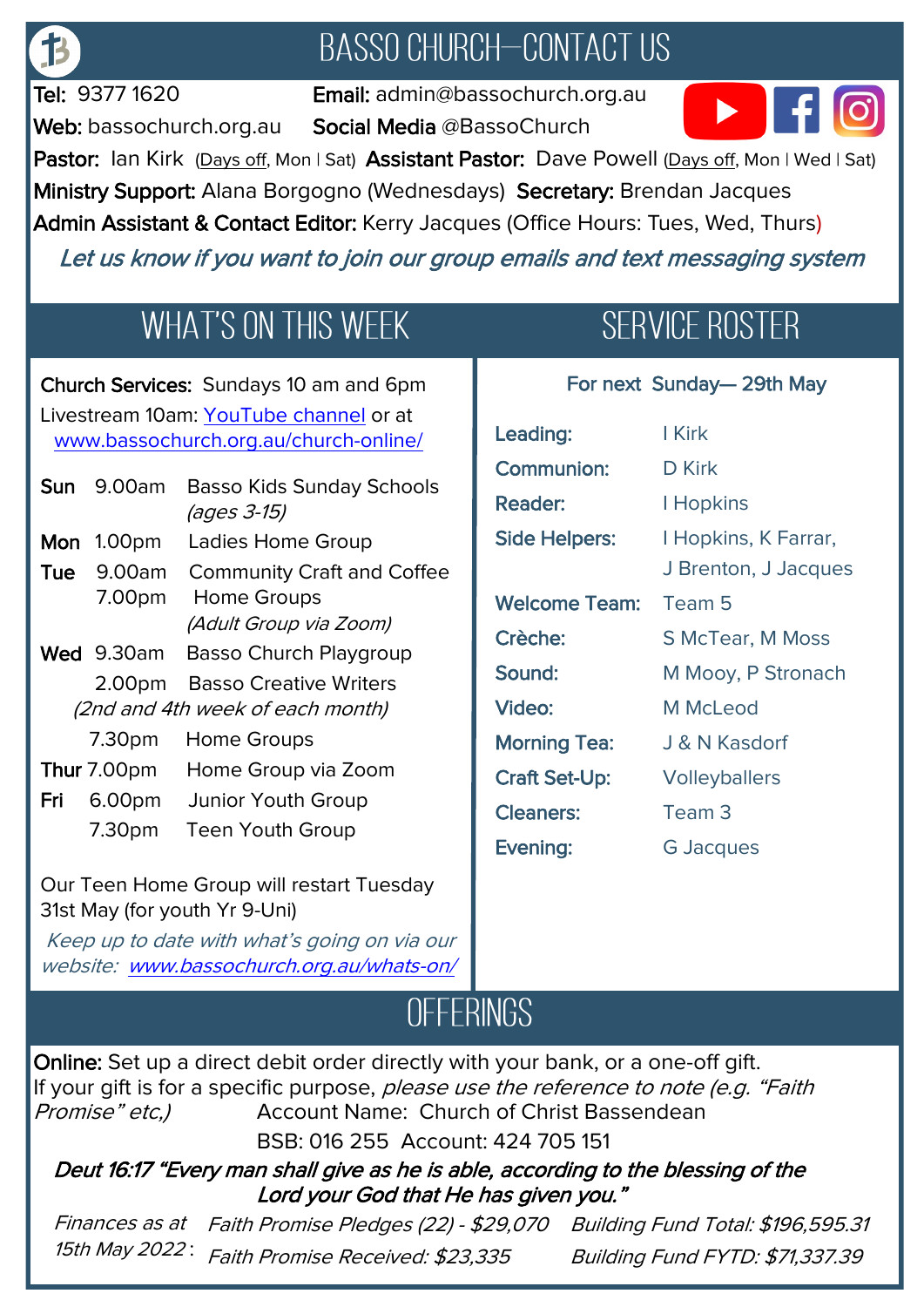# BASSO CHURCH—CONTACT US

**Tel:** 9377 1620
**Email:** admin@bassochurch.org.au
**Web:** bassochurch.org.au
**Social Media** @BassoChurch

**Pastor:** Ian Kirk (Days off, Mon | Sat) **Assistant Pastor:** Dave Powell (Days off, Mon | Wed | Sat)
**Ministry Support:** Alana Borgogno (Wednesdays) **Secretary:** Brendan Jacques
**Admin Assistant & Contact Editor:** Kerry Jacques (Office Hours: Tues, Wed, Thurs)

*Let us know if you want to join our group emails and text messaging system*

## WHAT'S ON THIS WEEK

**Church Services:** Sundays 10 am and 6pm
Livestream 10am: YouTube channel or at www.bassochurch.org.au/church-online/

| | | |
|---|---|---|
| **Sun** | 9.00am | Basso Kids Sunday Schools *(ages 3-15)* |
| **Mon** | 1.00pm | Ladies Home Group |
| **Tue** | 9.00am | Community Craft and Coffee |
| | 7.00pm | Home Groups *(Adult Group via Zoom)* |
| **Wed** | 9.30am | Basso Church Playgroup |
| | 2.00pm | Basso Creative Writers *(2nd and 4th week of each month)* |
| | 7.30pm | Home Groups |
| **Thur** | 7.00pm | Home Group via Zoom |
| **Fri** | 6.00pm | Junior Youth Group |
| | 7.30pm | Teen Youth Group |

Our Teen Home Group will restart Tuesday 31st May (for youth Yr 9-Uni)

*Keep up to date with what's going on via our website: www.bassochurch.org.au/whats-on/*

## SERVICE ROSTER

For next Sunday— 29th May

| | |
|---|---|
| **Leading:** | I Kirk |
| **Communion:** | D Kirk |
| **Reader:** | I Hopkins |
| **Side Helpers:** | I Hopkins, K Farrar, J Brenton, J Jacques |
| **Welcome Team:** | Team 5 |
| **Crèche:** | S McTear, M Moss |
| **Sound:** | M Mooy, P Stronach |
| **Video:** | M McLeod |
| **Morning Tea:** | J & N Kasdorf |
| **Craft Set-Up:** | Volleyballers |
| **Cleaners:** | Team 3 |
| **Evening:** | G Jacques |

## OFFERINGS

**Online:** Set up a direct debit order directly with your bank, or a one-off gift.
If your gift is for a specific purpose, *please use the reference to note (e.g. "Faith Promise" etc,)*

Account Name: Church of Christ Bassendean
BSB: 016 255 Account: 424 705 151

***Deut 16:17 "Every man shall give as he is able, according to the blessing of the Lord your God that He has given you."***

| | | |
|---|---|---|
| *Finances as at 15th May 2022:* | *Faith Promise Pledges (22) - $29,070* | *Building Fund Total: $196,595.31* |
| | *Faith Promise Received: $23,335* | *Building Fund FYTD: $71,337.39* |